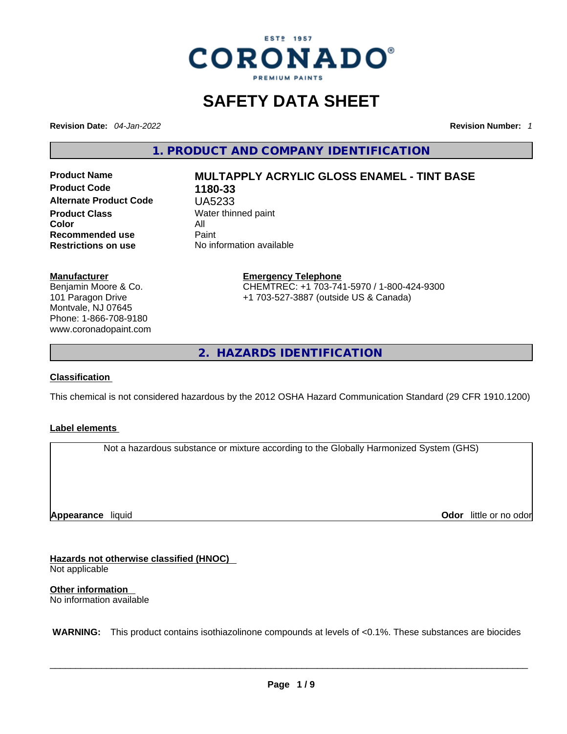ESTº 1957
CORONADO®
PREMIUM PAINTS

# SAFETY DATA SHEET

**Revision Date:** *04-Jan-2022*

**Revision Number:** *1*

## 1. PRODUCT AND COMPANY IDENTIFICATION

| | |
|---|---|
| **Product Name** | **MULTAPPLY ACRYLIC GLOSS ENAMEL - TINT BASE** |
| **Product Code** | **1180-33** |
| **Alternate Product Code** | UA5233 |
| **Product Class** | Water thinned paint |
| **Color** | All |
| **Recommended use** | Paint |
| **Restrictions on use** | No information available |

**Manufacturer**
Benjamin Moore & Co.
101 Paragon Drive
Montvale, NJ 07645
Phone: 1-866-708-9180
www.coronadopaint.com

**Emergency Telephone**
CHEMTREC: +1 703-741-5970 / 1-800-424-9300
+1 703-527-3887 (outside US & Canada)

## 2. HAZARDS IDENTIFICATION

**Classification**

This chemical is not considered hazardous by the 2012 OSHA Hazard Communication Standard (29 CFR 1910.1200)

**Label elements**

Not a hazardous substance or mixture according to the Globally Harmonized System (GHS)

**Appearance** liquid

**Odor** little or no odor

**Hazards not otherwise classified (HNOC)**
Not applicable

**Other information**
No information available

**WARNING:** This product contains isothiazolinone compounds at levels of <0.1%. These substances are biocides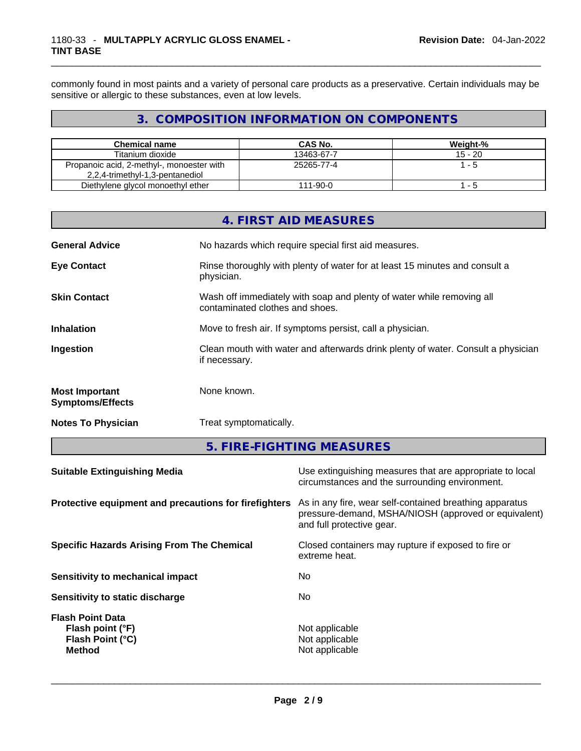commonly found in most paints and a variety of personal care products as a preservative. Certain individuals may be sensitive or allergic to these substances, even at low levels.

## 3. COMPOSITION INFORMATION ON COMPONENTS

| Chemical name | CAS No. | Weight-% |
| --- | --- | --- |
| Titanium dioxide | 13463-67-7 | 15 - 20 |
| Propanoic acid, 2-methyl-, monoester with 2,2,4-trimethyl-1,3-pentanediol | 25265-77-4 | 1 - 5 |
| Diethylene glycol monoethyl ether | 111-90-0 | 1 - 5 |

## 4. FIRST AID MEASURES

**General Advice**: No hazards which require special first aid measures.

**Eye Contact**: Rinse thoroughly with plenty of water for at least 15 minutes and consult a physician.

**Skin Contact**: Wash off immediately with soap and plenty of water while removing all contaminated clothes and shoes.

**Inhalation**: Move to fresh air. If symptoms persist, call a physician.

**Ingestion**: Clean mouth with water and afterwards drink plenty of water. Consult a physician if necessary.

**Most Important Symptoms/Effects**: None known.

**Notes To Physician**: Treat symptomatically.

## 5. FIRE-FIGHTING MEASURES

**Suitable Extinguishing Media**: Use extinguishing measures that are appropriate to local circumstances and the surrounding environment.

**Protective equipment and precautions for firefighters**: As in any fire, wear self-contained breathing apparatus pressure-demand, MSHA/NIOSH (approved or equivalent) and full protective gear.

**Specific Hazards Arising From The Chemical**: Closed containers may rupture if exposed to fire or extreme heat.

**Sensitivity to mechanical impact**: No

**Sensitivity to static discharge**: No

**Flash Point Data**
- **Flash point (°F)**: Not applicable
- **Flash Point (°C)**: Not applicable
- **Method**: Not applicable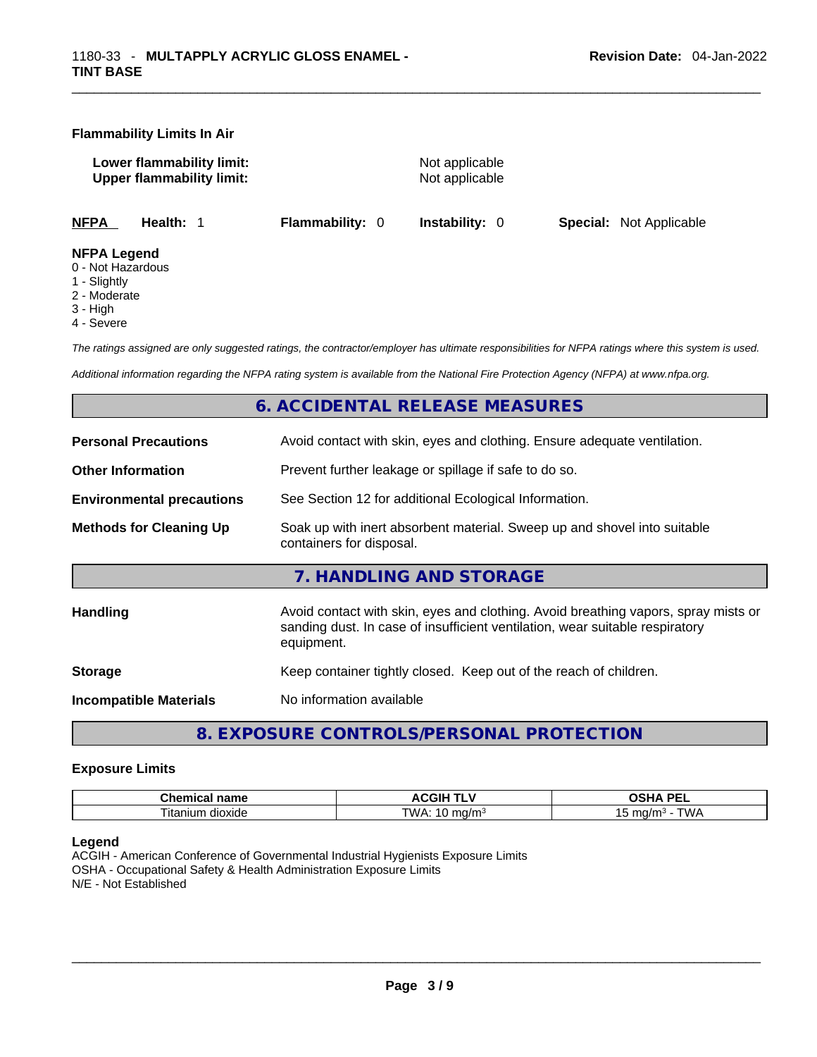**Flammability Limits In Air**

| | |
|---|---|
| **Lower flammability limit:** | Not applicable |
| **Upper flammability limit:** | Not applicable |

**NFPA** **Health:** 1 **Flammability:** 0 **Instability:** 0 **Special:** Not Applicable

**NFPA Legend**
0 - Not Hazardous
1 - Slightly
2 - Moderate
3 - High
4 - Severe

*The ratings assigned are only suggested ratings, the contractor/employer has ultimate responsibilities for NFPA ratings where this system is used.*

*Additional information regarding the NFPA rating system is available from the National Fire Protection Agency (NFPA) at www.nfpa.org.*

## 6. ACCIDENTAL RELEASE MEASURES

| | |
|---|---|
| **Personal Precautions** | Avoid contact with skin, eyes and clothing. Ensure adequate ventilation. |
| **Other Information** | Prevent further leakage or spillage if safe to do so. |
| **Environmental precautions** | See Section 12 for additional Ecological Information. |
| **Methods for Cleaning Up** | Soak up with inert absorbent material. Sweep up and shovel into suitable containers for disposal. |

## 7. HANDLING AND STORAGE

| | |
|---|---|
| **Handling** | Avoid contact with skin, eyes and clothing. Avoid breathing vapors, spray mists or sanding dust. In case of insufficient ventilation, wear suitable respiratory equipment. |
| **Storage** | Keep container tightly closed. Keep out of the reach of children. |
| **Incompatible Materials** | No information available |

## 8. EXPOSURE CONTROLS/PERSONAL PROTECTION

### Exposure Limits

| Chemical name | ACGIH TLV | OSHA PEL |
|---|---|---|
| Titanium dioxide | TWA: 10 mg/m³ | 15 mg/m³ - TWA |

**Legend**
ACGIH - American Conference of Governmental Industrial Hygienists Exposure Limits
OSHA - Occupational Safety & Health Administration Exposure Limits
N/E - Not Established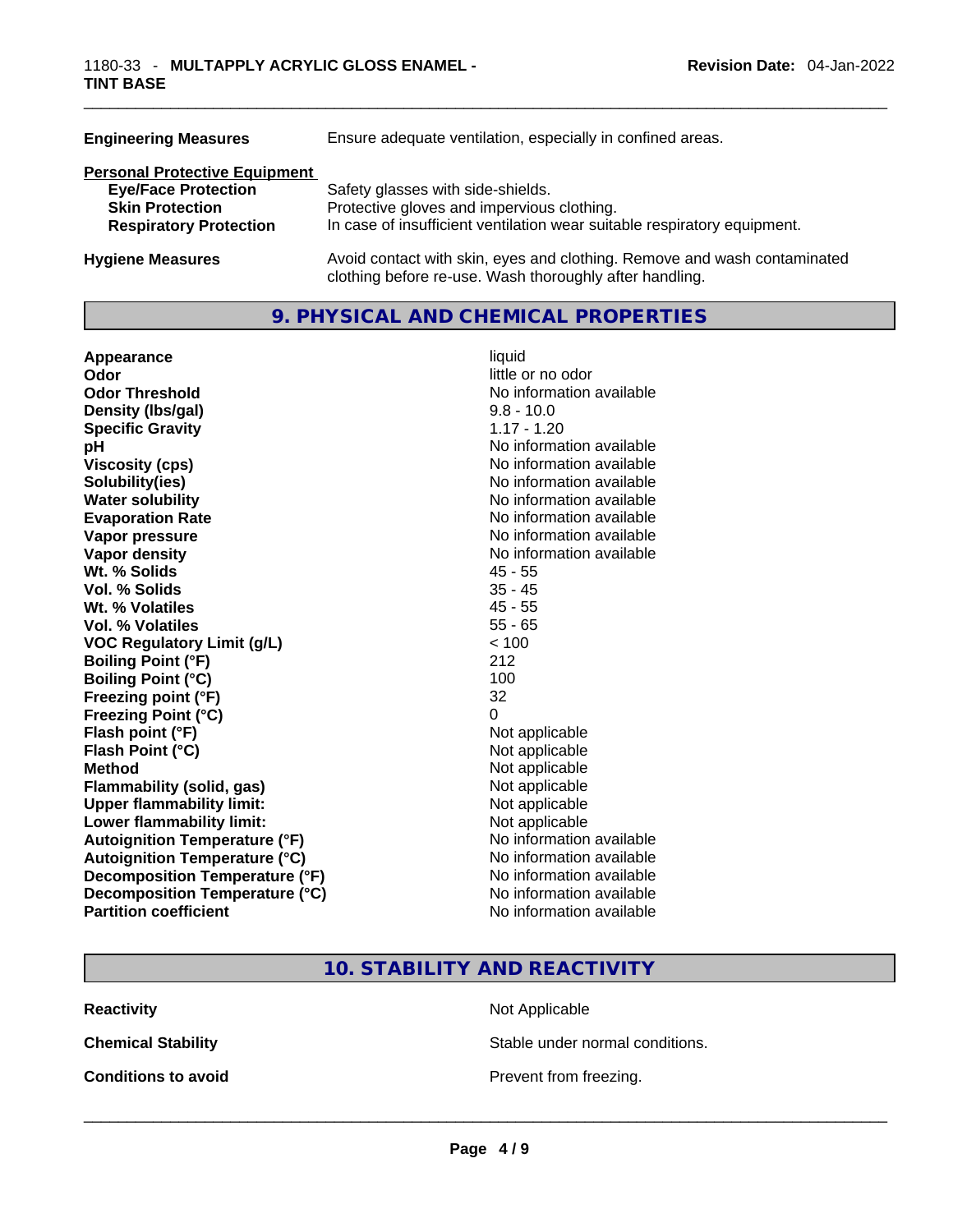| | |
|---|---|
| **Engineering Measures** | Ensure adequate ventilation, especially in confined areas. |

**Personal Protective Equipment**

| | |
|---|---|
| **Eye/Face Protection** | Safety glasses with side-shields. |
| **Skin Protection** | Protective gloves and impervious clothing. |
| **Respiratory Protection** | In case of insufficient ventilation wear suitable respiratory equipment. |

| | |
|---|---|
| **Hygiene Measures** | Avoid contact with skin, eyes and clothing. Remove and wash contaminated clothing before re-use. Wash thoroughly after handling. |

## 9. PHYSICAL AND CHEMICAL PROPERTIES

| | |
|---|---|
| **Appearance** | liquid |
| **Odor** | little or no odor |
| **Odor Threshold** | No information available |
| **Density (lbs/gal)** | 9.8 - 10.0 |
| **Specific Gravity** | 1.17 - 1.20 |
| **pH** | No information available |
| **Viscosity (cps)** | No information available |
| **Solubility(ies)** | No information available |
| **Water solubility** | No information available |
| **Evaporation Rate** | No information available |
| **Vapor pressure** | No information available |
| **Vapor density** | No information available |
| **Wt. % Solids** | 45 - 55 |
| **Vol. % Solids** | 35 - 45 |
| **Wt. % Volatiles** | 45 - 55 |
| **Vol. % Volatiles** | 55 - 65 |
| **VOC Regulatory Limit (g/L)** | < 100 |
| **Boiling Point (°F)** | 212 |
| **Boiling Point (°C)** | 100 |
| **Freezing point (°F)** | 32 |
| **Freezing Point (°C)** | 0 |
| **Flash point (°F)** | Not applicable |
| **Flash Point (°C)** | Not applicable |
| **Method** | Not applicable |
| **Flammability (solid, gas)** | Not applicable |
| **Upper flammability limit:** | Not applicable |
| **Lower flammability limit:** | Not applicable |
| **Autoignition Temperature (°F)** | No information available |
| **Autoignition Temperature (°C)** | No information available |
| **Decomposition Temperature (°F)** | No information available |
| **Decomposition Temperature (°C)** | No information available |
| **Partition coefficient** | No information available |

## 10. STABILITY AND REACTIVITY

| | |
|---|---|
| **Reactivity** | Not Applicable |
| **Chemical Stability** | Stable under normal conditions. |
| **Conditions to avoid** | Prevent from freezing. |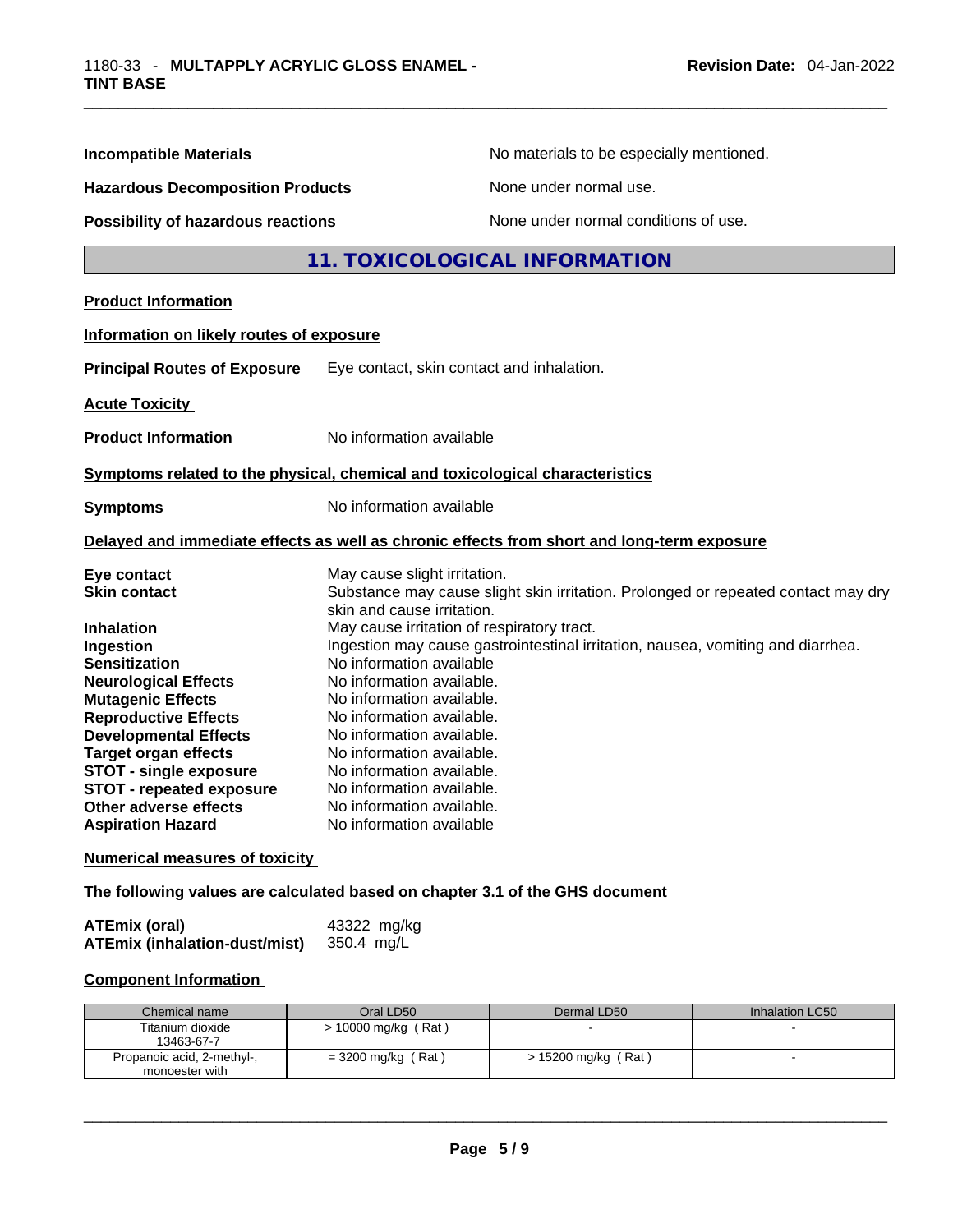**Incompatible Materials** No materials to be especially mentioned.

**Hazardous Decomposition Products** None under normal use.

**Possibility of hazardous reactions** None under normal conditions of use.

## 11. TOXICOLOGICAL INFORMATION

**Product Information**

**Information on likely routes of exposure**

**Principal Routes of Exposure** Eye contact, skin contact and inhalation.

**Acute Toxicity**

**Product Information** No information available

**Symptoms related to the physical, chemical and toxicological characteristics**

**Symptoms** No information available

**Delayed and immediate effects as well as chronic effects from short and long-term exposure**

**Eye contact** May cause slight irritation.
**Skin contact** Substance may cause slight skin irritation. Prolonged or repeated contact may dry skin and cause irritation.
**Inhalation** May cause irritation of respiratory tract.
**Ingestion** Ingestion may cause gastrointestinal irritation, nausea, vomiting and diarrhea.
**Sensitization** No information available
**Neurological Effects** No information available.
**Mutagenic Effects** No information available.
**Reproductive Effects** No information available.
**Developmental Effects** No information available.
**Target organ effects** No information available.
**STOT - single exposure** No information available.
**STOT - repeated exposure** No information available.
**Other adverse effects** No information available.
**Aspiration Hazard** No information available

**Numerical measures of toxicity**

**The following values are calculated based on chapter 3.1 of the GHS document**

**ATEmix (oral)** 43322 mg/kg
**ATEmix (inhalation-dust/mist)** 350.4 mg/L

**Component Information**

| Chemical name | Oral LD50 | Dermal LD50 | Inhalation LC50 |
|---|---|---|---|
| Titanium dioxide 13463-67-7 | > 10000 mg/kg ( Rat ) | - | - |
| Propanoic acid, 2-methyl-, monoester with | = 3200 mg/kg ( Rat ) | > 15200 mg/kg ( Rat ) | - |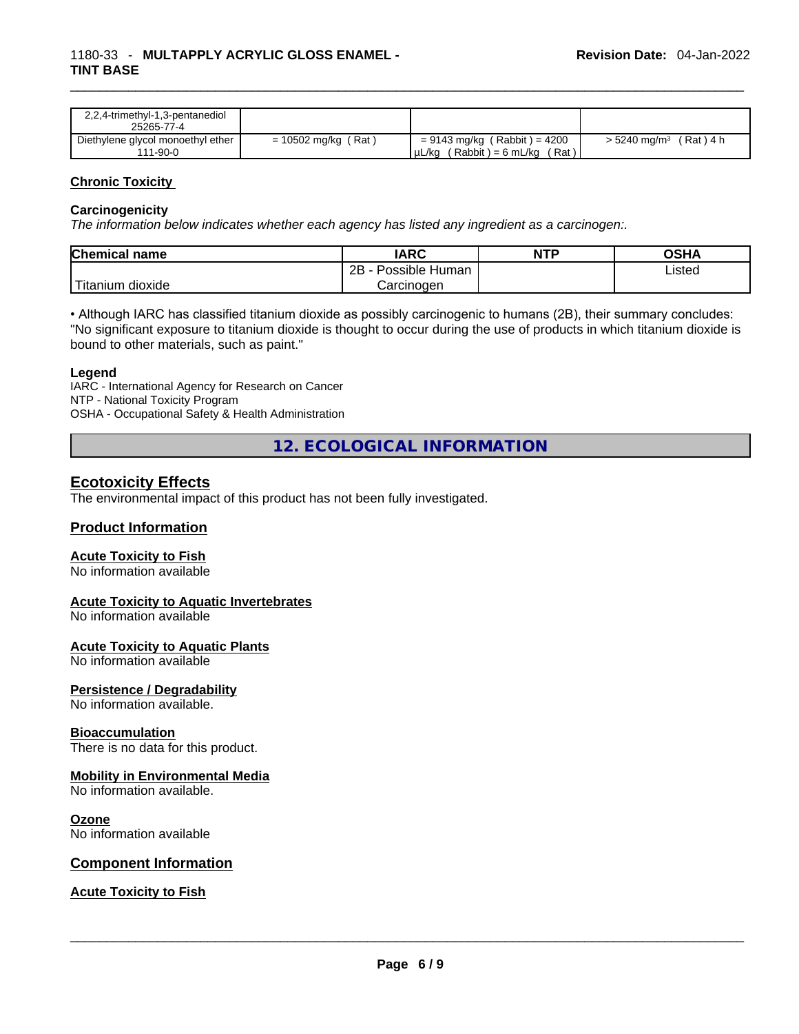| | | | |
|---|---|---|---|
| 2,2,4-trimethyl-1,3-pentanediol 25265-77-4 | | | |
| Diethylene glycol monoethyl ether 111-90-0 | = 10502 mg/kg ( Rat ) | = 9143 mg/kg ( Rabbit ) = 4200 µL/kg ( Rabbit ) = 6 mL/kg ( Rat ) | > 5240 mg/m³ ( Rat ) 4 h |

## Chronic Toxicity

### Carcinogenicity

*The information below indicates whether each agency has listed any ingredient as a carcinogen:.*

| Chemical name | IARC | NTP | OSHA |
|---|---|---|---|
| Titanium dioxide | 2B - Possible Human Carcinogen | | Listed |

• Although IARC has classified titanium dioxide as possibly carcinogenic to humans (2B), their summary concludes: "No significant exposure to titanium dioxide is thought to occur during the use of products in which titanium dioxide is bound to other materials, such as paint."

**Legend**
IARC - International Agency for Research on Cancer
NTP - National Toxicity Program
OSHA - Occupational Safety & Health Administration

# 12. ECOLOGICAL INFORMATION

## Ecotoxicity Effects

The environmental impact of this product has not been fully investigated.

## Product Information

### Acute Toxicity to Fish

No information available

### Acute Toxicity to Aquatic Invertebrates

No information available

### Acute Toxicity to Aquatic Plants

No information available

### Persistence / Degradability

No information available.

### Bioaccumulation

There is no data for this product.

### Mobility in Environmental Media

No information available.

### Ozone

No information available

## Component Information

### Acute Toxicity to Fish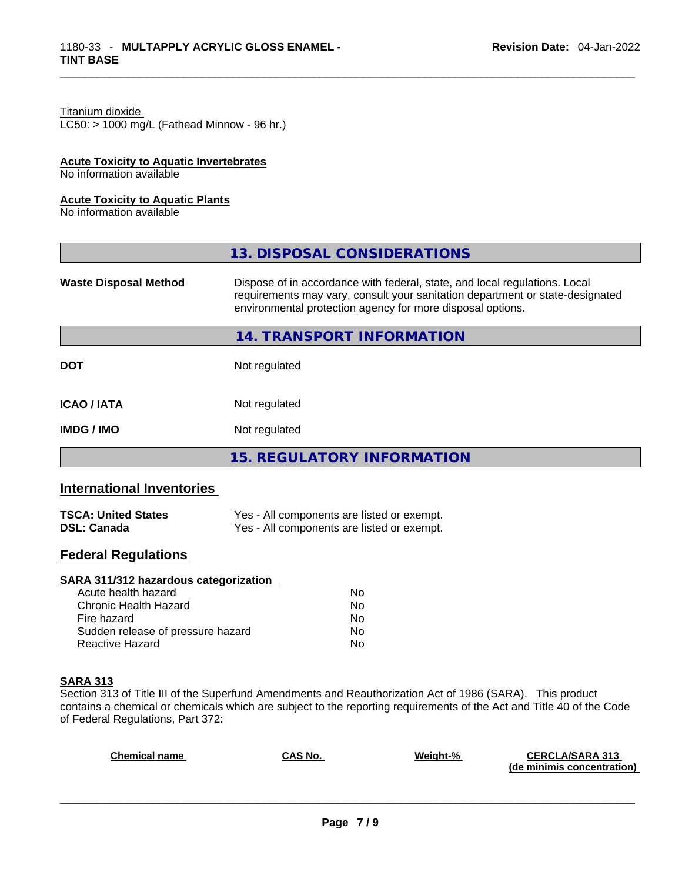Titanium dioxide
LC50: > 1000 mg/L (Fathead Minnow - 96 hr.)

**Acute Toxicity to Aquatic Invertebrates**
No information available

**Acute Toxicity to Aquatic Plants**
No information available

## 13. DISPOSAL CONSIDERATIONS

| | |
|---|---|
| **Waste Disposal Method** | Dispose of in accordance with federal, state, and local regulations. Local requirements may vary, consult your sanitation department or state-designated environmental protection agency for more disposal options. |

## 14. TRANSPORT INFORMATION

| | |
|---|---|
| **DOT** | Not regulated |
| **ICAO / IATA** | Not regulated |
| **IMDG / IMO** | Not regulated |

## 15. REGULATORY INFORMATION

### International Inventories

| | |
|---|---|
| **TSCA: United States** | Yes - All components are listed or exempt. |
| **DSL: Canada** | Yes - All components are listed or exempt. |

### Federal Regulations

**SARA 311/312 hazardous categorization**

| | |
|---|---|
| Acute health hazard | No |
| Chronic Health Hazard | No |
| Fire hazard | No |
| Sudden release of pressure hazard | No |
| Reactive Hazard | No |

**SARA 313**
Section 313 of Title III of the Superfund Amendments and Reauthorization Act of 1986 (SARA). This product contains a chemical or chemicals which are subject to the reporting requirements of the Act and Title 40 of the Code of Federal Regulations, Part 372:

| Chemical name | CAS No. | Weight-% | CERCLA/SARA 313 (de minimis concentration) |
|---|---|---|---|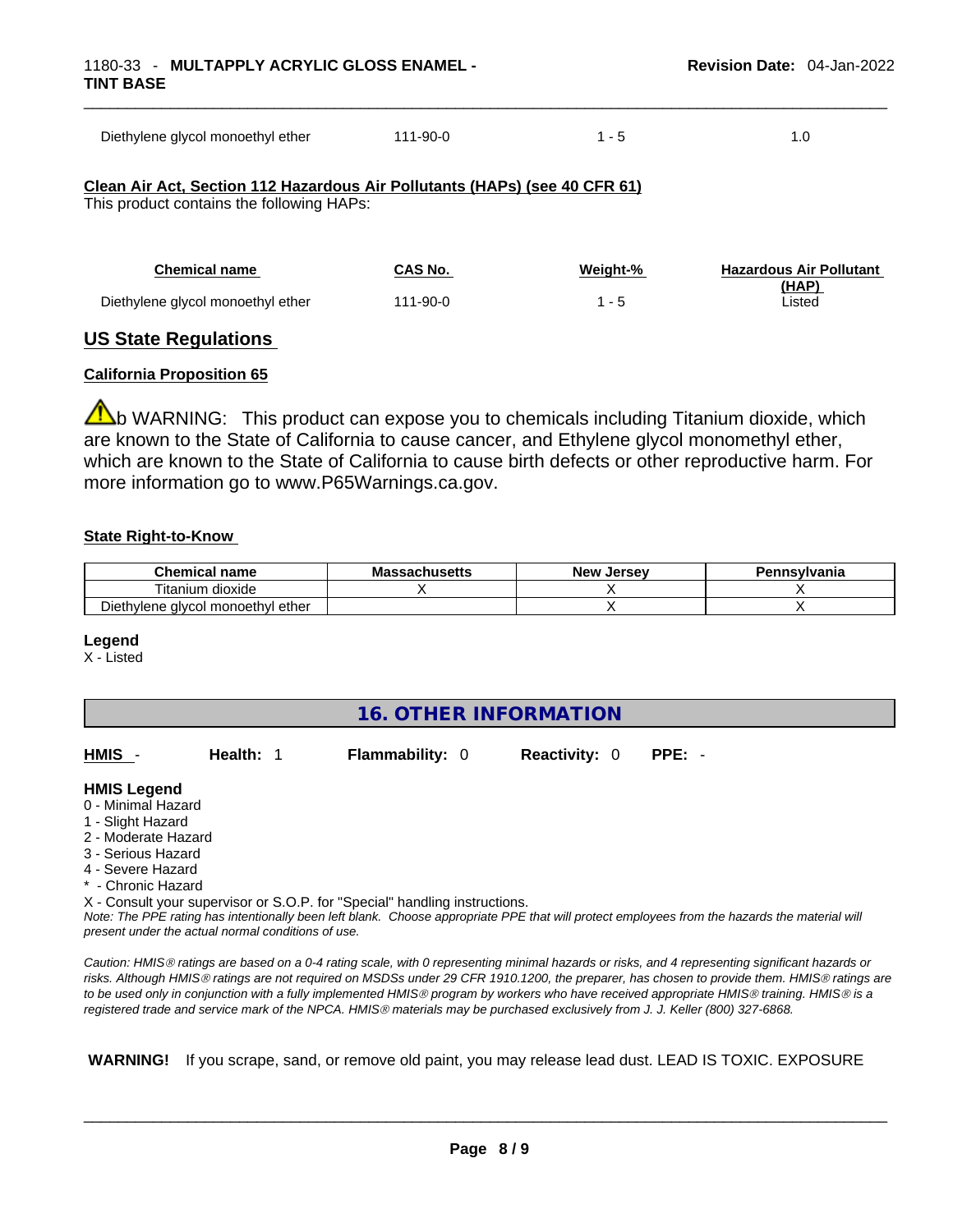| Diethylene glycol monoethyl ether | 111-90-0 | 1 - 5 | 1.0 |
|---|---|---|---|

**Clean Air Act, Section 112 Hazardous Air Pollutants (HAPs) (see 40 CFR 61)**
This product contains the following HAPs:

| Chemical name | CAS No. | Weight-% | Hazardous Air Pollutant (HAP) |
|---|---|---|---|
| Diethylene glycol monoethyl ether | 111-90-0 | 1 - 5 | Listed |

## US State Regulations

**California Proposition 65**

⚠b WARNING: This product can expose you to chemicals including Titanium dioxide, which are known to the State of California to cause cancer, and Ethylene glycol monomethyl ether, which are known to the State of California to cause birth defects or other reproductive harm. For more information go to www.P65Warnings.ca.gov.

**State Right-to-Know**

| Chemical name | Massachusetts | New Jersey | Pennsylvania |
|---|---|---|---|
| Titanium dioxide | X | X | X |
| Diethylene glycol monoethyl ether | | X | X |

**Legend**
X - Listed

## 16. OTHER INFORMATION

| **HMIS** - | **Health:** 1 | **Flammability:** 0 | **Reactivity:** 0 | **PPE:** - |
|---|---|---|---|---|

**HMIS Legend**
0 - Minimal Hazard
1 - Slight Hazard
2 - Moderate Hazard
3 - Serious Hazard
4 - Severe Hazard
* - Chronic Hazard
X - Consult your supervisor or S.O.P. for "Special" handling instructions.

*Note: The PPE rating has intentionally been left blank. Choose appropriate PPE that will protect employees from the hazards the material will present under the actual normal conditions of use.*

*Caution: HMIS® ratings are based on a 0-4 rating scale, with 0 representing minimal hazards or risks, and 4 representing significant hazards or risks. Although HMIS® ratings are not required on MSDSs under 29 CFR 1910.1200, the preparer, has chosen to provide them. HMIS® ratings are to be used only in conjunction with a fully implemented HMIS® program by workers who have received appropriate HMIS® training. HMIS® is a registered trade and service mark of the NPCA. HMIS® materials may be purchased exclusively from J. J. Keller (800) 327-6868.*

**WARNING!** If you scrape, sand, or remove old paint, you may release lead dust. LEAD IS TOXIC. EXPOSURE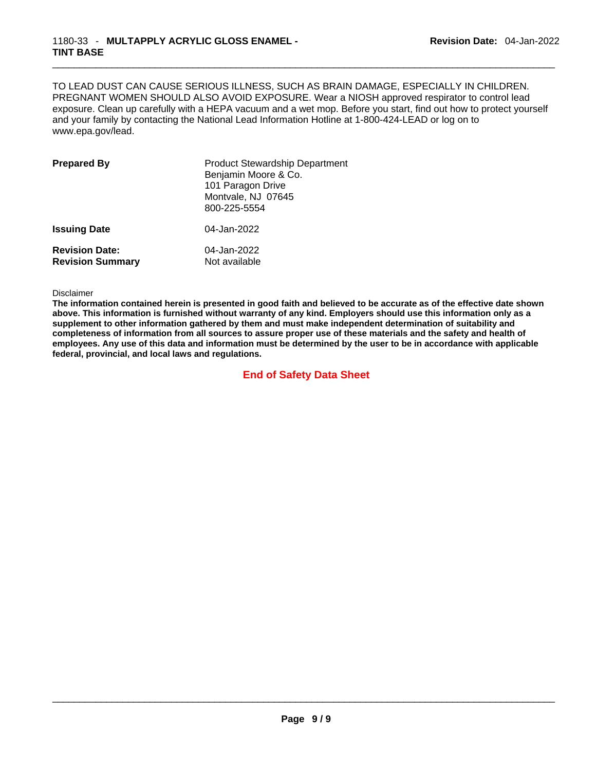TO LEAD DUST CAN CAUSE SERIOUS ILLNESS, SUCH AS BRAIN DAMAGE, ESPECIALLY IN CHILDREN. PREGNANT WOMEN SHOULD ALSO AVOID EXPOSURE. Wear a NIOSH approved respirator to control lead exposure. Clean up carefully with a HEPA vacuum and a wet mop. Before you start, find out how to protect yourself and your family by contacting the National Lead Information Hotline at 1-800-424-LEAD or log on to www.epa.gov/lead.

| | |
|---|---|
| **Prepared By** | Product Stewardship Department<br>Benjamin Moore & Co.<br>101 Paragon Drive<br>Montvale, NJ 07645<br>800-225-5554 |
| **Issuing Date** | 04-Jan-2022 |
| **Revision Date:** | 04-Jan-2022 |
| **Revision Summary** | Not available |

Disclaimer

**The information contained herein is presented in good faith and believed to be accurate as of the effective date shown above. This information is furnished without warranty of any kind. Employers should use this information only as a supplement to other information gathered by them and must make independent determination of suitability and completeness of information from all sources to assure proper use of these materials and the safety and health of employees. Any use of this data and information must be determined by the user to be in accordance with applicable federal, provincial, and local laws and regulations.**

**End of Safety Data Sheet**